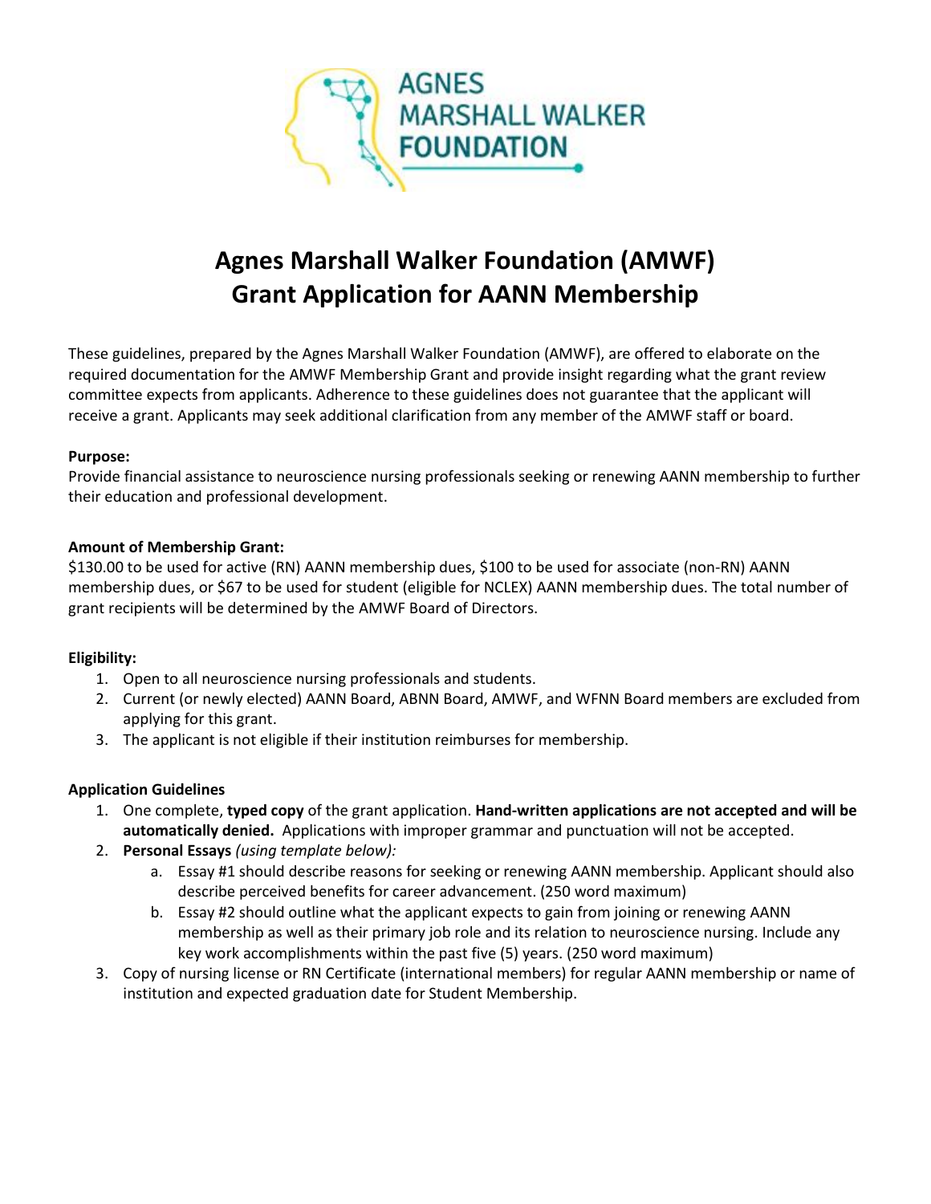# Agnes Marshall Walker Foundation (AMWF)
# Grant Application for AANN Membership

These guidelines, prepared by the Agnes Marshall Walker Foundation (AMWF), are offered to elaborate on the required documentation for the AMWF Membership Grant and provide insight regarding what the grant review committee expects from applicants. Adherence to these guidelines does not guarantee that the applicant will receive a grant. Applicants may seek additional clarification from any member of the AMWF staff or board.

**Purpose:**
Provide financial assistance to neuroscience nursing professionals seeking or renewing AANN membership to further their education and professional development.

**Amount of Membership Grant:**
$130.00 to be used for active (RN) AANN membership dues, $100 to be used for associate (non-RN) AANN membership dues, or $67 to be used for student (eligible for NCLEX) AANN membership dues. The total number of grant recipients will be determined by the AMWF Board of Directors.

**Eligibility:**

1. Open to all neuroscience nursing professionals and students.
2. Current (or newly elected) AANN Board, ABNN Board, AMWF, and WFNN Board members are excluded from applying for this grant.
3. The applicant is not eligible if their institution reimburses for membership.

**Application Guidelines**

1. One complete, **typed copy** of the grant application. **Hand-written applications are not accepted and will be automatically denied.** Applications with improper grammar and punctuation will not be accepted.
2. **Personal Essays** *(using template below):*
   a. Essay #1 should describe reasons for seeking or renewing AANN membership. Applicant should also describe perceived benefits for career advancement. (250 word maximum)
   b. Essay #2 should outline what the applicant expects to gain from joining or renewing AANN membership as well as their primary job role and its relation to neuroscience nursing. Include any key work accomplishments within the past five (5) years. (250 word maximum)
3. Copy of nursing license or RN Certificate (international members) for regular AANN membership or name of institution and expected graduation date for Student Membership.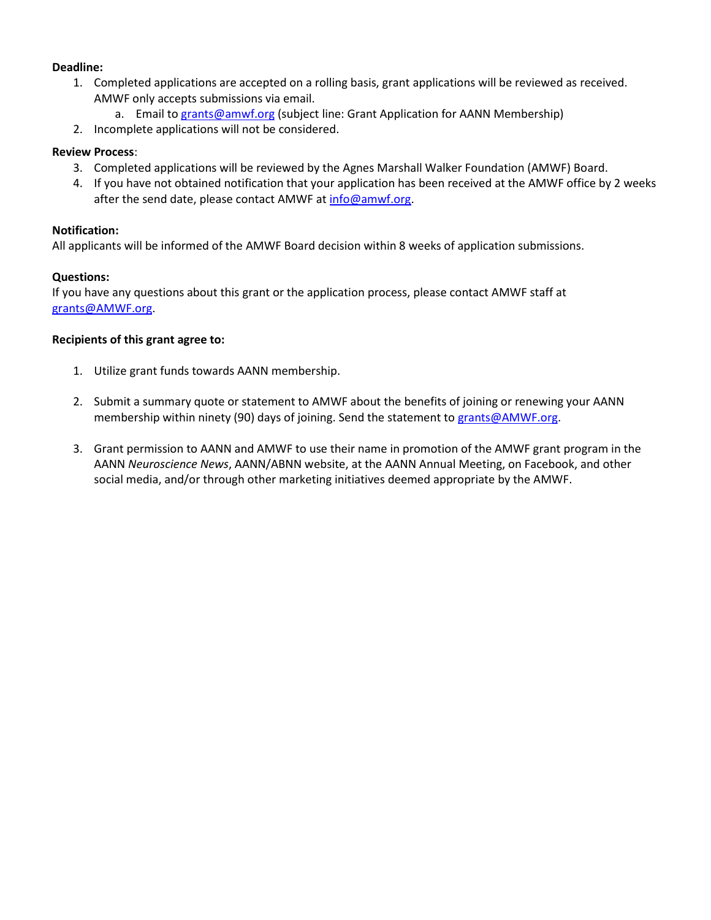**Deadline:**

1. Completed applications are accepted on a rolling basis, grant applications will be reviewed as received. AMWF only accepts submissions via email.
    a. Email to grants@amwf.org (subject line: Grant Application for AANN Membership)
2. Incomplete applications will not be considered.

**Review Process**:

3. Completed applications will be reviewed by the Agnes Marshall Walker Foundation (AMWF) Board.
4. If you have not obtained notification that your application has been received at the AMWF office by 2 weeks after the send date, please contact AMWF at info@amwf.org.

**Notification:**

All applicants will be informed of the AMWF Board decision within 8 weeks of application submissions.

**Questions:**

If you have any questions about this grant or the application process, please contact AMWF staff at grants@AMWF.org.

**Recipients of this grant agree to:**

1. Utilize grant funds towards AANN membership.

2. Submit a summary quote or statement to AMWF about the benefits of joining or renewing your AANN membership within ninety (90) days of joining. Send the statement to grants@AMWF.org.

3. Grant permission to AANN and AMWF to use their name in promotion of the AMWF grant program in the AANN *Neuroscience News*, AANN/ABNN website, at the AANN Annual Meeting, on Facebook, and other social media, and/or through other marketing initiatives deemed appropriate by the AMWF.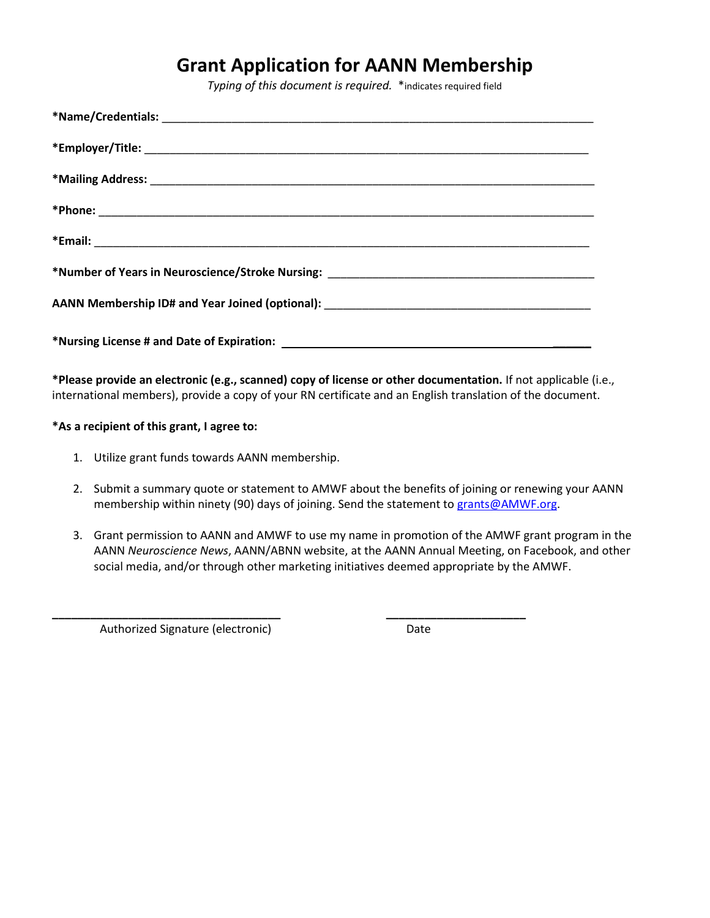# Grant Application for AANN Membership

*Typing of this document is required.* *indicates required field

**\*Name/Credentials:** ______________________________________________________________________

**\*Employer/Title:** ________________________________________________________________________

**\*Mailing Address:** ______________________________________________________________________

**\*Phone:** ______________________________________________________________________________

**\*Email:** ______________________________________________________________________________

**\*Number of Years in Neuroscience/Stroke Nursing:** ___________________________________________

**AANN Membership ID# and Year Joined (optional):** ___________________________________________

**\*Nursing License # and Date of Expiration:** ________________________________________________

**\*Please provide an electronic (e.g., scanned) copy of license or other documentation.** If not applicable (i.e., international members), provide a copy of your RN certificate and an English translation of the document.

**\*As a recipient of this grant, I agree to:**

1. Utilize grant funds towards AANN membership.
2. Submit a summary quote or statement to AMWF about the benefits of joining or renewing your AANN membership within ninety (90) days of joining. Send the statement to grants@AMWF.org.
3. Grant permission to AANN and AMWF to use my name in promotion of the AMWF grant program in the AANN *Neuroscience News*, AANN/ABNN website, at the AANN Annual Meeting, on Facebook, and other social media, and/or through other marketing initiatives deemed appropriate by the AMWF.

___________________________________ &nbsp;&nbsp;&nbsp;&nbsp;&nbsp;&nbsp;&nbsp;&nbsp;&nbsp;&nbsp; _____________________

Authorized Signature (electronic) &nbsp;&nbsp;&nbsp;&nbsp;&nbsp;&nbsp;&nbsp;&nbsp;&nbsp;&nbsp;&nbsp;&nbsp;&nbsp;&nbsp;&nbsp;&nbsp;&nbsp;&nbsp;&nbsp;&nbsp; Date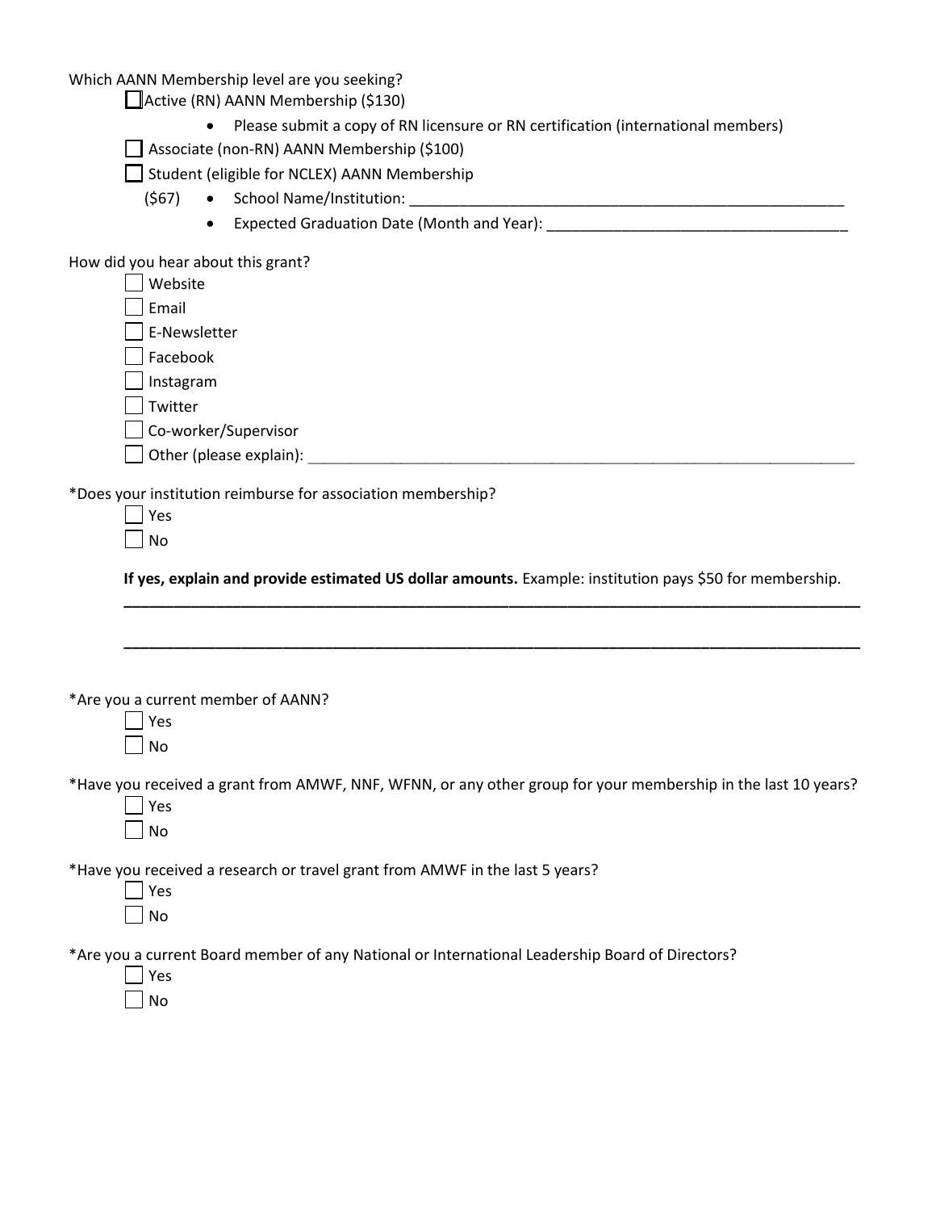Which AANN Membership level are you seeking?

- [ ] Active (RN) AANN Membership ($130)
  - Please submit a copy of RN licensure or RN certification (international members)
- [ ] Associate (non-RN) AANN Membership ($100)
- [ ] Student (eligible for NCLEX) AANN Membership ($67)
  - School Name/Institution: ______________________________________________________
  - Expected Graduation Date (Month and Year): ___________________________________

How did you hear about this grant?

- [ ] Website
- [ ] Email
- [ ] E-Newsletter
- [ ] Facebook
- [ ] Instagram
- [ ] Twitter
- [ ] Co-worker/Supervisor
- [ ] Other (please explain): ___________________________________________________________

*Does your institution reimburse for association membership?

- [ ] Yes
- [ ] No

**If yes, explain and provide estimated US dollar amounts.** Example: institution pays $50 for membership.

______________________________________________________________________________________

______________________________________________________________________________________

*Are you a current member of AANN?

- [ ] Yes
- [ ] No

*Have you received a grant from AMWF, NNF, WFNN, or any other group for your membership in the last 10 years?

- [ ] Yes
- [ ] No

*Have you received a research or travel grant from AMWF in the last 5 years?

- [ ] Yes
- [ ] No

*Are you a current Board member of any National or International Leadership Board of Directors?

- [ ] Yes
- [ ] No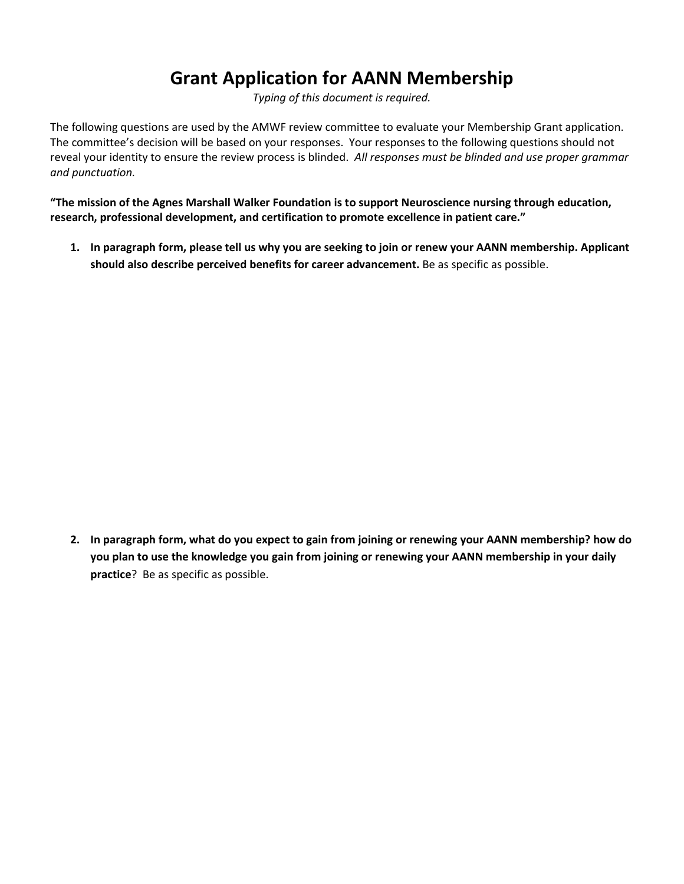# Grant Application for AANN Membership

*Typing of this document is required.*

The following questions are used by the AMWF review committee to evaluate your Membership Grant application. The committee's decision will be based on your responses. Your responses to the following questions should not reveal your identity to ensure the review process is blinded. *All responses must be blinded and use proper grammar and punctuation.*

**"The mission of the Agnes Marshall Walker Foundation is to support Neuroscience nursing through education, research, professional development, and certification to promote excellence in patient care."**

1. **In paragraph form, please tell us why you are seeking to join or renew your AANN membership. Applicant should also describe perceived benefits for career advancement.** Be as specific as possible.

2. **In paragraph form, what do you expect to gain from joining or renewing your AANN membership? how do you plan to use the knowledge you gain from joining or renewing your AANN membership in your daily practice**? Be as specific as possible.